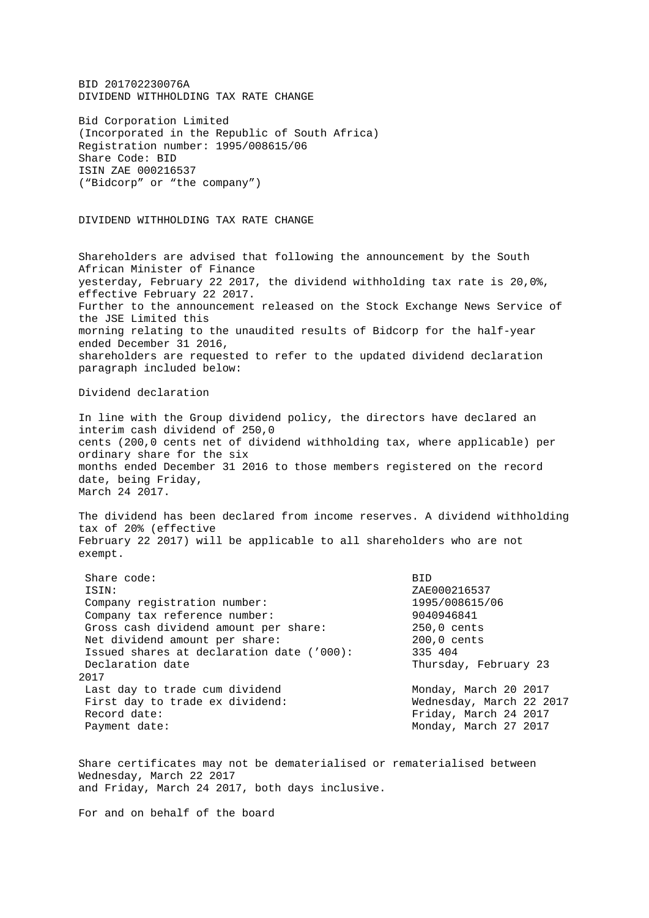BID 201702230076A
DIVIDEND WITHHOLDING TAX RATE CHANGE

Bid Corporation Limited
(Incorporated in the Republic of South Africa)
Registration number: 1995/008615/06
Share Code: BID
ISIN ZAE 000216537
("Bidcorp" or "the company")

# DIVIDEND WITHHOLDING TAX RATE CHANGE

Shareholders are advised that following the announcement by the South African Minister of Finance yesterday, February 22 2017, the dividend withholding tax rate is 20,0%, effective February 22 2017.
Further to the announcement released on the Stock Exchange News Service of the JSE Limited this morning relating to the unaudited results of Bidcorp for the half-year ended December 31 2016, shareholders are requested to refer to the updated dividend declaration paragraph included below:

## Dividend declaration

In line with the Group dividend policy, the directors have declared an interim cash dividend of 250,0 cents (200,0 cents net of dividend withholding tax, where applicable) per ordinary share for the six months ended December 31 2016 to those members registered on the record date, being Friday, March 24 2017.

The dividend has been declared from income reserves. A dividend withholding tax of 20% (effective February 22 2017) will be applicable to all shareholders who are not exempt.

| | |
|---|---|
| Share code: | BID |
| ISIN: | ZAE000216537 |
| Company registration number: | 1995/008615/06 |
| Company tax reference number: | 9040946841 |
| Gross cash dividend amount per share: | 250,0 cents |
| Net dividend amount per share: | 200,0 cents |
| Issued shares at declaration date ('000): | 335 404 |
| Declaration date | Thursday, February 23 2017 |
| Last day to trade cum dividend | Monday, March 20 2017 |
| First day to trade ex dividend: | Wednesday, March 22 2017 |
| Record date: | Friday, March 24 2017 |
| Payment date: | Monday, March 27 2017 |

Share certificates may not be dematerialised or rematerialised between Wednesday, March 22 2017 and Friday, March 24 2017, both days inclusive.

For and on behalf of the board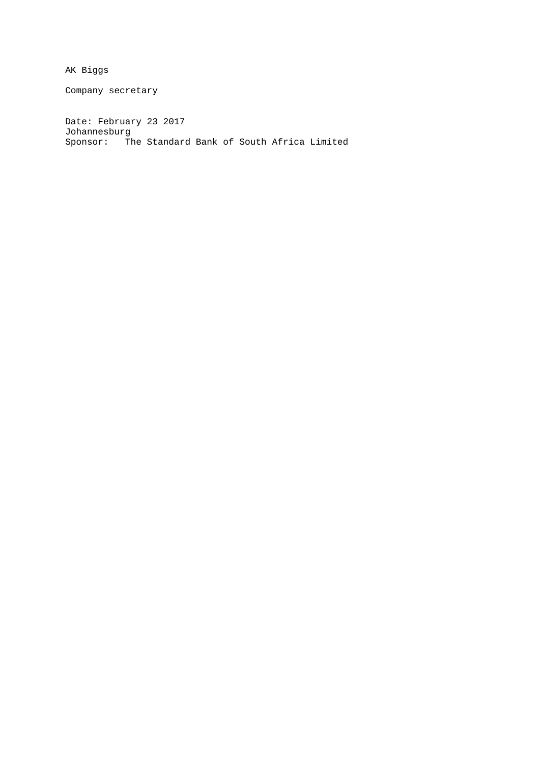AK Biggs

Company secretary

Date: February 23 2017  
Johannesburg  
Sponsor: The Standard Bank of South Africa Limited